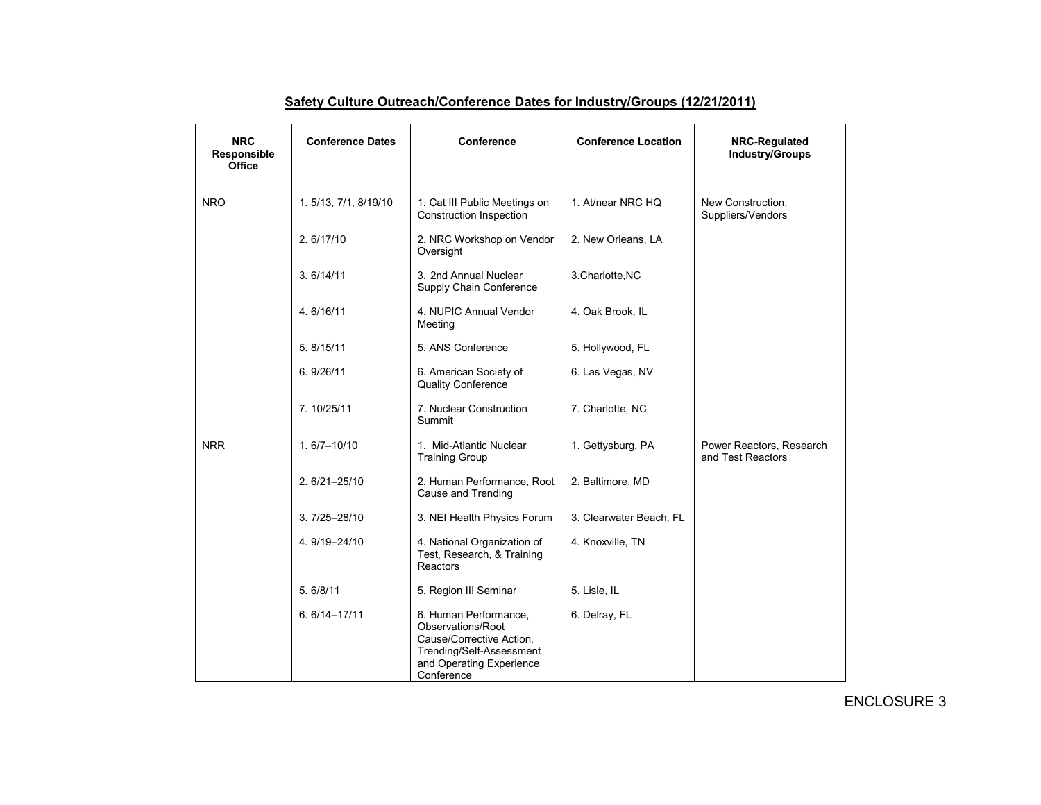**Safety Culture Outreach/Conference Dates for Industry/Groups (12/21/2011)**

| NRC Responsible Office | Conference Dates | Conference | Conference Location | NRC-Regulated Industry/Groups |
|---|---|---|---|---|
| NRO | 1. 5/13, 7/1, 8/19/10 | 1. Cat III Public Meetings on Construction Inspection | 1. At/near NRC HQ | New Construction, Suppliers/Vendors |
| | 2. 6/17/10 | 2. NRC Workshop on Vendor Oversight | 2. New Orleans, LA | |
| | 3. 6/14/11 | 3. 2nd Annual Nuclear Supply Chain Conference | 3.Charlotte,NC | |
| | 4. 6/16/11 | 4. NUPIC Annual Vendor Meeting | 4. Oak Brook, IL | |
| | 5. 8/15/11 | 5. ANS Conference | 5. Hollywood, FL | |
| | 6. 9/26/11 | 6. American Society of Quality Conference | 6. Las Vegas, NV | |
| | 7. 10/25/11 | 7. Nuclear Construction Summit | 7. Charlotte, NC | |
| NRR | 1. 6/7–10/10 | 1. Mid-Atlantic Nuclear Training Group | 1. Gettysburg, PA | Power Reactors, Research and Test Reactors |
| | 2. 6/21–25/10 | 2. Human Performance, Root Cause and Trending | 2. Baltimore, MD | |
| | 3. 7/25–28/10 | 3. NEI Health Physics Forum | 3. Clearwater Beach, FL | |
| | 4. 9/19–24/10 | 4. National Organization of Test, Research, & Training Reactors | 4. Knoxville, TN | |
| | 5. 6/8/11 | 5. Region III Seminar | 5. Lisle, IL | |
| | 6. 6/14–17/11 | 6. Human Performance, Observations/Root Cause/Corrective Action, Trending/Self-Assessment and Operating Experience Conference | 6. Delray, FL | |

ENCLOSURE 3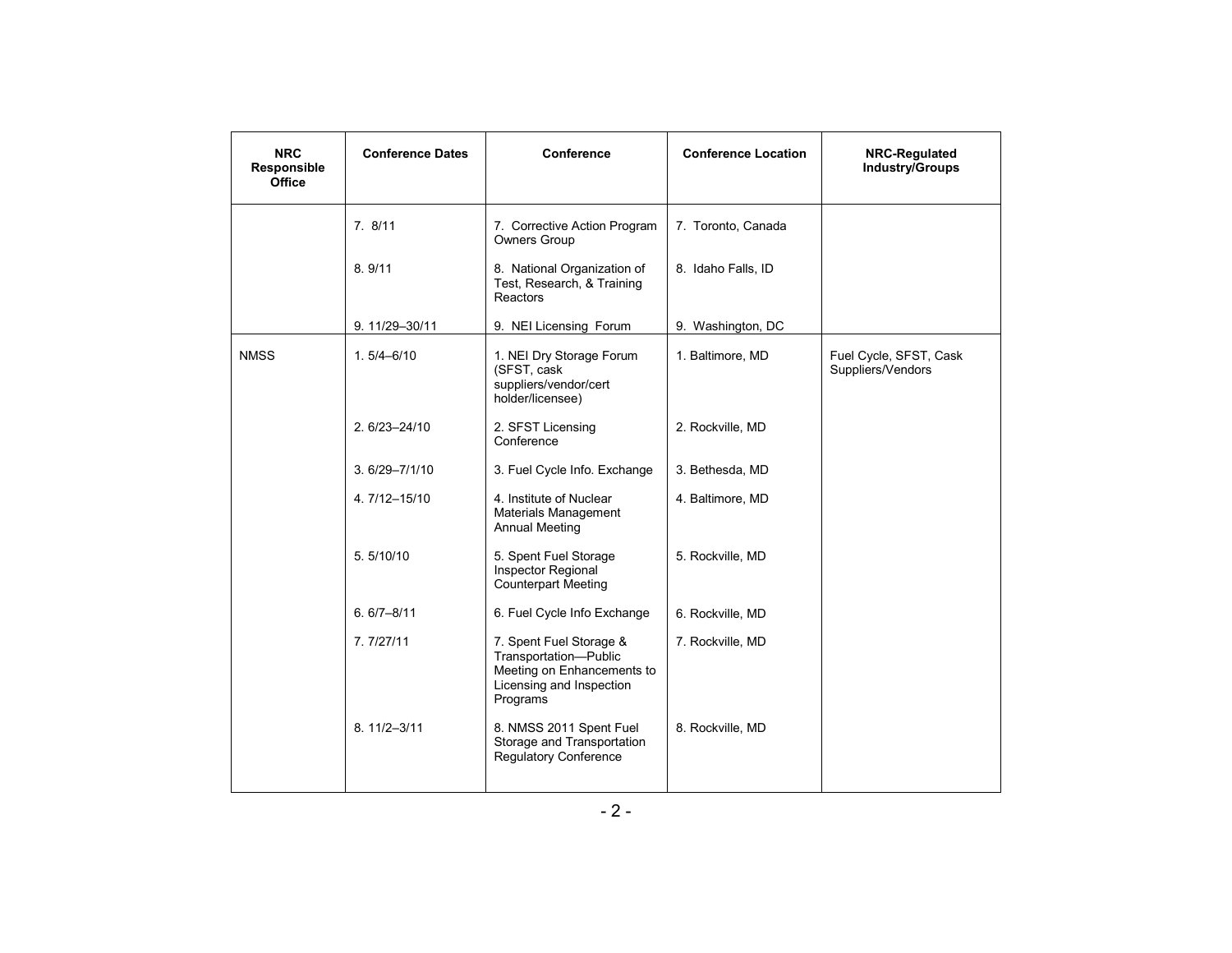| NRC Responsible Office | Conference Dates | Conference | Conference Location | NRC-Regulated Industry/Groups |
|---|---|---|---|---|
| | 7. 8/11 | 7. Corrective Action Program Owners Group | 7. Toronto, Canada | |
| | 8. 9/11 | 8. National Organization of Test, Research, & Training Reactors | 8. Idaho Falls, ID | |
| | 9. 11/29–30/11 | 9. NEI Licensing Forum | 9. Washington, DC | |
| NMSS | 1. 5/4–6/10 | 1. NEI Dry Storage Forum (SFST, cask suppliers/vendor/cert holder/licensee) | 1. Baltimore, MD | Fuel Cycle, SFST, Cask Suppliers/Vendors |
| | 2. 6/23–24/10 | 2. SFST Licensing Conference | 2. Rockville, MD | |
| | 3. 6/29–7/1/10 | 3. Fuel Cycle Info. Exchange | 3. Bethesda, MD | |
| | 4. 7/12–15/10 | 4. Institute of Nuclear Materials Management Annual Meeting | 4. Baltimore, MD | |
| | 5. 5/10/10 | 5. Spent Fuel Storage Inspector Regional Counterpart Meeting | 5. Rockville, MD | |
| | 6. 6/7–8/11 | 6. Fuel Cycle Info Exchange | 6. Rockville, MD | |
| | 7. 7/27/11 | 7. Spent Fuel Storage & Transportation—Public Meeting on Enhancements to Licensing and Inspection Programs | 7. Rockville, MD | |
| | 8. 11/2–3/11 | 8. NMSS 2011 Spent Fuel Storage and Transportation Regulatory Conference | 8. Rockville, MD | |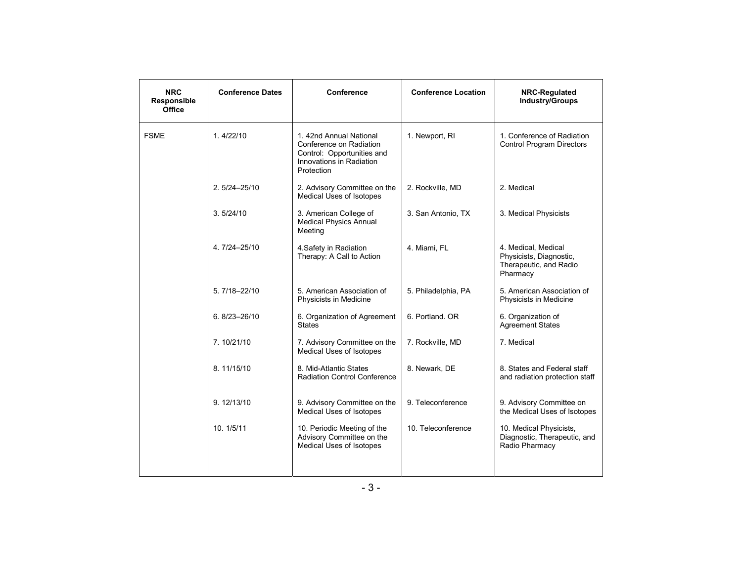| NRC Responsible Office | Conference Dates | Conference | Conference Location | NRC-Regulated Industry/Groups |
|---|---|---|---|---|
| FSME | 1. 4/22/10 | 1. 42nd Annual National Conference on Radiation Control: Opportunities and Innovations in Radiation Protection | 1. Newport, RI | 1. Conference of Radiation Control Program Directors |
| | 2. 5/24–25/10 | 2. Advisory Committee on the Medical Uses of Isotopes | 2. Rockville, MD | 2. Medical |
| | 3. 5/24/10 | 3. American College of Medical Physics Annual Meeting | 3. San Antonio, TX | 3. Medical Physicists |
| | 4. 7/24–25/10 | 4.Safety in Radiation Therapy: A Call to Action | 4. Miami, FL | 4. Medical, Medical Physicists, Diagnostic, Therapeutic, and Radio Pharmacy |
| | 5. 7/18–22/10 | 5. American Association of Physicists in Medicine | 5. Philadelphia, PA | 5. American Association of Physicists in Medicine |
| | 6. 8/23–26/10 | 6. Organization of Agreement States | 6. Portland. OR | 6. Organization of Agreement States |
| | 7. 10/21/10 | 7. Advisory Committee on the Medical Uses of Isotopes | 7. Rockville, MD | 7. Medical |
| | 8. 11/15/10 | 8. Mid-Atlantic States Radiation Control Conference | 8. Newark, DE | 8. States and Federal staff and radiation protection staff |
| | 9. 12/13/10 | 9. Advisory Committee on the Medical Uses of Isotopes | 9. Teleconference | 9. Advisory Committee on the Medical Uses of Isotopes |
| | 10. 1/5/11 | 10. Periodic Meeting of the Advisory Committee on the Medical Uses of Isotopes | 10. Teleconference | 10. Medical Physicists, Diagnostic, Therapeutic, and Radio Pharmacy |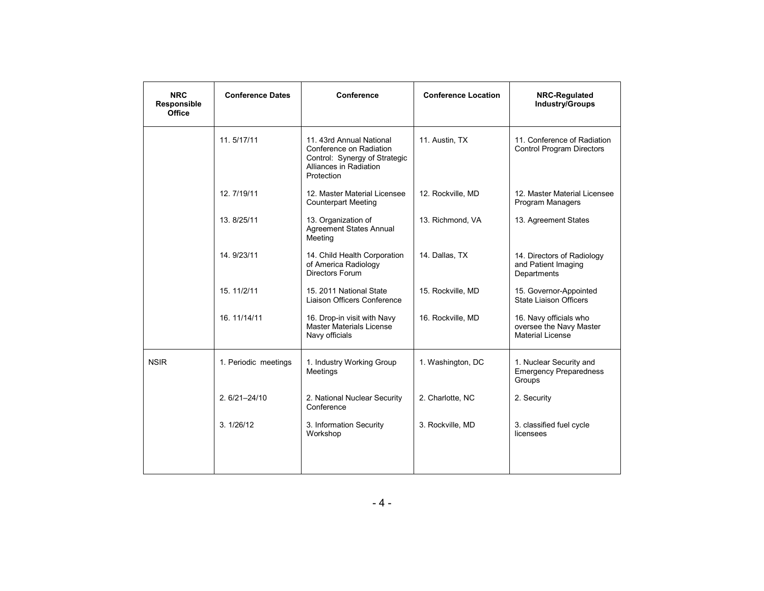| NRC Responsible Office | Conference Dates | Conference | Conference Location | NRC-Regulated Industry/Groups |
|---|---|---|---|---|
| | 11. 5/17/11 | 11. 43rd Annual National Conference on Radiation Control: Synergy of Strategic Alliances in Radiation Protection | 11. Austin, TX | 11. Conference of Radiation Control Program Directors |
| | 12. 7/19/11 | 12. Master Material Licensee Counterpart Meeting | 12. Rockville, MD | 12. Master Material Licensee Program Managers |
| | 13. 8/25/11 | 13. Organization of Agreement States Annual Meeting | 13. Richmond, VA | 13. Agreement States |
| | 14. 9/23/11 | 14. Child Health Corporation of America Radiology Directors Forum | 14. Dallas, TX | 14. Directors of Radiology and Patient Imaging Departments |
| | 15. 11/2/11 | 15. 2011 National State Liaison Officers Conference | 15. Rockville, MD | 15. Governor-Appointed State Liaison Officers |
| | 16. 11/14/11 | 16. Drop-in visit with Navy Master Materials License Navy officials | 16. Rockville, MD | 16. Navy officials who oversee the Navy Master Material License |
| NSIR | 1. Periodic meetings | 1. Industry Working Group Meetings | 1. Washington, DC | 1. Nuclear Security and Emergency Preparedness Groups |
| | 2. 6/21–24/10 | 2. National Nuclear Security Conference | 2. Charlotte, NC | 2. Security |
| | 3. 1/26/12 | 3. Information Security Workshop | 3. Rockville, MD | 3. classified fuel cycle licensees |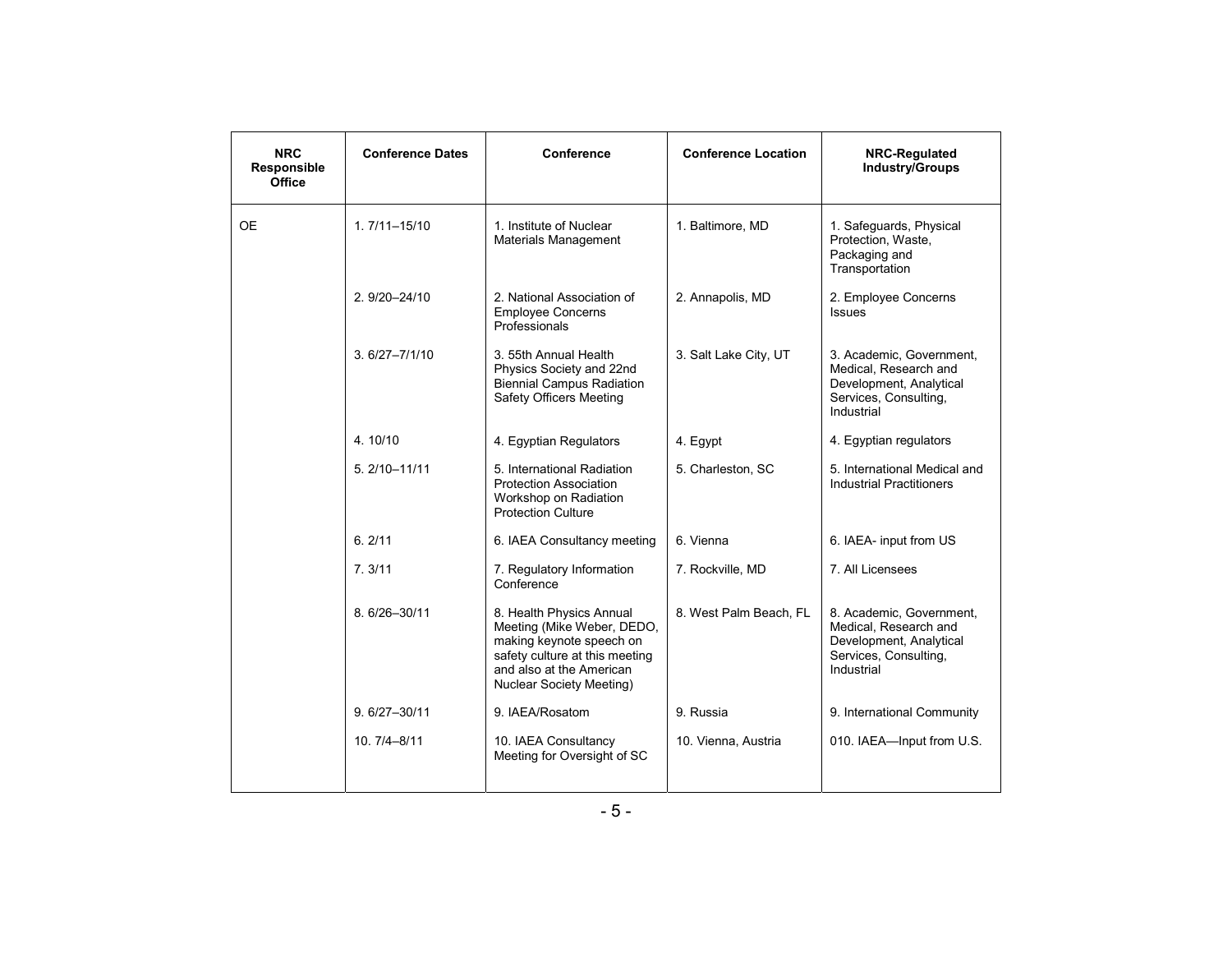| NRC Responsible Office | Conference Dates | Conference | Conference Location | NRC-Regulated Industry/Groups |
|---|---|---|---|---|
| OE | 1. 7/11–15/10 | 1. Institute of Nuclear Materials Management | 1. Baltimore, MD | 1. Safeguards, Physical Protection, Waste, Packaging and Transportation |
| | 2. 9/20–24/10 | 2. National Association of Employee Concerns Professionals | 2. Annapolis, MD | 2. Employee Concerns Issues |
| | 3. 6/27–7/1/10 | 3. 55th Annual Health Physics Society and 22nd Biennial Campus Radiation Safety Officers Meeting | 3. Salt Lake City, UT | 3. Academic, Government, Medical, Research and Development, Analytical Services, Consulting, Industrial |
| | 4. 10/10 | 4. Egyptian Regulators | 4. Egypt | 4. Egyptian regulators |
| | 5. 2/10–11/11 | 5. International Radiation Protection Association Workshop on Radiation Protection Culture | 5. Charleston, SC | 5. International Medical and Industrial Practitioners |
| | 6. 2/11 | 6. IAEA Consultancy meeting | 6. Vienna | 6. IAEA- input from US |
| | 7. 3/11 | 7. Regulatory Information Conference | 7. Rockville, MD | 7. All Licensees |
| | 8. 6/26–30/11 | 8. Health Physics Annual Meeting (Mike Weber, DEDO, making keynote speech on safety culture at this meeting and also at the American Nuclear Society Meeting) | 8. West Palm Beach, FL | 8. Academic, Government, Medical, Research and Development, Analytical Services, Consulting, Industrial |
| | 9. 6/27–30/11 | 9. IAEA/Rosatom | 9. Russia | 9. International Community |
| | 10. 7/4–8/11 | 10. IAEA Consultancy Meeting for Oversight of SC | 10. Vienna, Austria | 010. IAEA—Input from U.S. |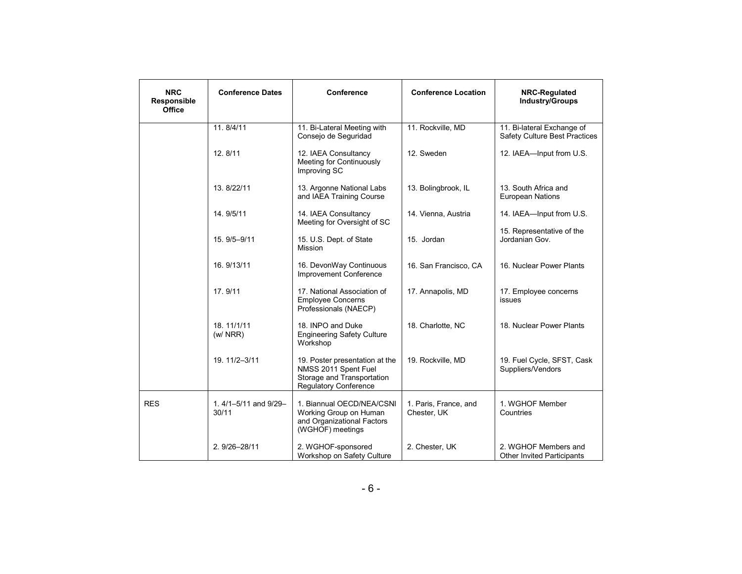| NRC Responsible Office | Conference Dates | Conference | Conference Location | NRC-Regulated Industry/Groups |
|---|---|---|---|---|
| | 11. 8/4/11 | 11. Bi-Lateral Meeting with Consejo de Seguridad | 11. Rockville, MD | 11. Bi-lateral Exchange of Safety Culture Best Practices |
| | 12. 8/11 | 12. IAEA Consultancy Meeting for Continuously Improving SC | 12. Sweden | 12. IAEA—Input from U.S. |
| | 13. 8/22/11 | 13. Argonne National Labs and IAEA Training Course | 13. Bolingbrook, IL | 13. South Africa and European Nations |
| | 14. 9/5/11 | 14. IAEA Consultancy Meeting for Oversight of SC | 14. Vienna, Austria | 14. IAEA—Input from U.S. |
| | 15. 9/5–9/11 | 15. U.S. Dept. of State Mission | 15. Jordan | 15. Representative of the Jordanian Gov. |
| | 16. 9/13/11 | 16. DevonWay Continuous Improvement Conference | 16. San Francisco, CA | 16. Nuclear Power Plants |
| | 17. 9/11 | 17. National Association of Employee Concerns Professionals (NAECP) | 17. Annapolis, MD | 17. Employee concerns issues |
| | 18. 11/1/11 (w/ NRR) | 18. INPO and Duke Engineering Safety Culture Workshop | 18. Charlotte, NC | 18. Nuclear Power Plants |
| | 19. 11/2–3/11 | 19. Poster presentation at the NMSS 2011 Spent Fuel Storage and Transportation Regulatory Conference | 19. Rockville, MD | 19. Fuel Cycle, SFST, Cask Suppliers/Vendors |
| RES | 1. 4/1–5/11 and 9/29–30/11 | 1. Biannual OECD/NEA/CSNI Working Group on Human and Organizational Factors (WGHOF) meetings | 1. Paris, France, and Chester, UK | 1. WGHOF Member Countries |
| | 2. 9/26–28/11 | 2. WGHOF-sponsored Workshop on Safety Culture | 2. Chester, UK | 2. WGHOF Members and Other Invited Participants |